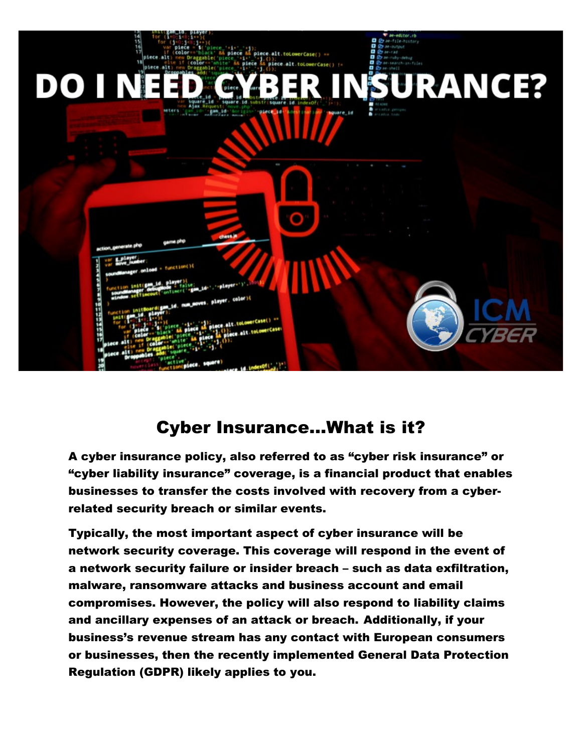# DO I NEED CYBER INSURANCE?

## Cyber Insurance…What is it?

**A cyber insurance policy, also referred to as "cyber risk insurance" or "cyber liability insurance" coverage, is a financial product that enables businesses to transfer the costs involved with recovery from a cyber-related security breach or similar events.**

**Typically, the most important aspect of cyber insurance will be network security coverage. This coverage will respond in the event of a network security failure or insider breach – such as data exfiltration, malware, ransomware attacks and business account and email compromises. However, the policy will also respond to liability claims and ancillary expenses of an attack or breach. Additionally, if your business's revenue stream has any contact with European consumers or businesses, then the recently implemented General Data Protection Regulation (GDPR) likely applies to you.**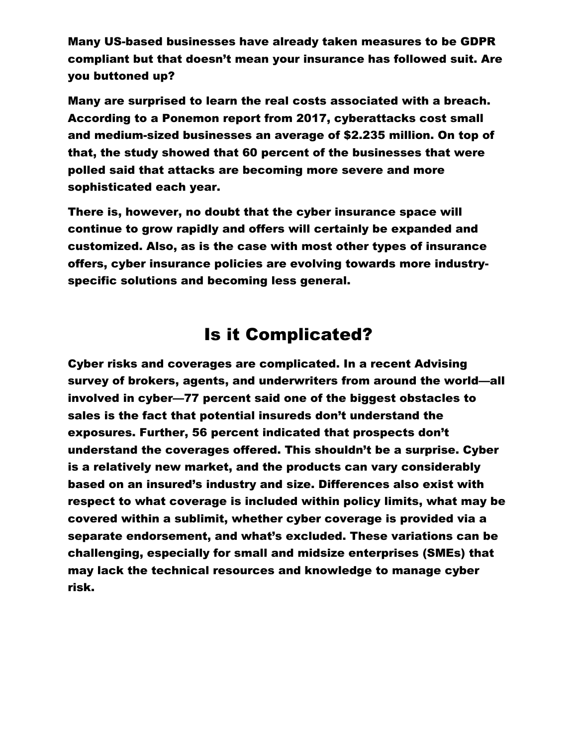Many US-based businesses have already taken measures to be GDPR compliant but that doesn't mean your insurance has followed suit. Are you buttoned up?

Many are surprised to learn the real costs associated with a breach. According to a Ponemon report from 2017, cyberattacks cost small and medium-sized businesses an average of $2.235 million. On top of that, the study showed that 60 percent of the businesses that were polled said that attacks are becoming more severe and more sophisticated each year.

There is, however, no doubt that the cyber insurance space will continue to grow rapidly and offers will certainly be expanded and customized. Also, as is the case with most other types of insurance offers, cyber insurance policies are evolving towards more industry-specific solutions and becoming less general.

## Is it Complicated?

Cyber risks and coverages are complicated. In a recent Advising survey of brokers, agents, and underwriters from around the world—all involved in cyber—77 percent said one of the biggest obstacles to sales is the fact that potential insureds don't understand the exposures. Further, 56 percent indicated that prospects don't understand the coverages offered. This shouldn't be a surprise. Cyber is a relatively new market, and the products can vary considerably based on an insured's industry and size. Differences also exist with respect to what coverage is included within policy limits, what may be covered within a sublimit, whether cyber coverage is provided via a separate endorsement, and what's excluded. These variations can be challenging, especially for small and midsize enterprises (SMEs) that may lack the technical resources and knowledge to manage cyber risk.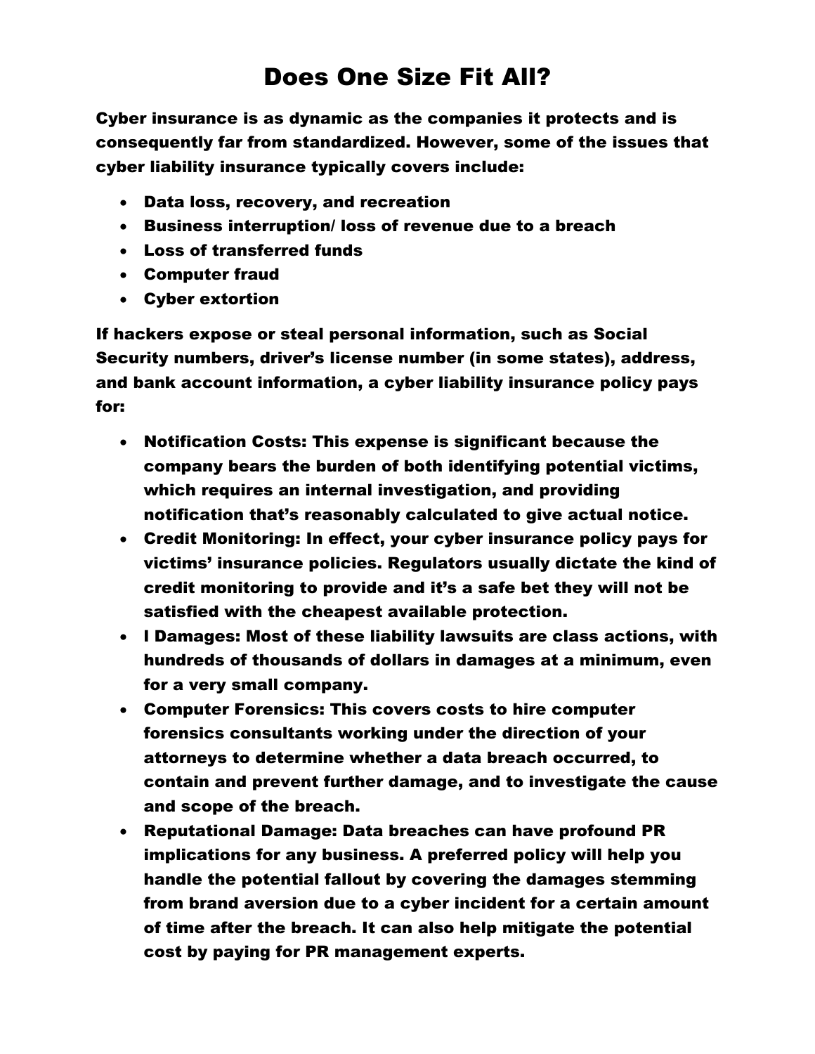# Does One Size Fit All?

**Cyber insurance is as dynamic as the companies it protects and is consequently far from standardized. However, some of the issues that cyber liability insurance typically covers include:**

- **Data loss, recovery, and recreation**
- **Business interruption/ loss of revenue due to a breach**
- **Loss of transferred funds**
- **Computer fraud**
- **Cyber extortion**

**If hackers expose or steal personal information, such as Social Security numbers, driver's license number (in some states), address, and bank account information, a cyber liability insurance policy pays for:**

- **Notification Costs: This expense is significant because the company bears the burden of both identifying potential victims, which requires an internal investigation, and providing notification that's reasonably calculated to give actual notice.**
- **Credit Monitoring: In effect, your cyber insurance policy pays for victims' insurance policies. Regulators usually dictate the kind of credit monitoring to provide and it's a safe bet they will not be satisfied with the cheapest available protection.**
- **I Damages: Most of these liability lawsuits are class actions, with hundreds of thousands of dollars in damages at a minimum, even for a very small company.**
- **Computer Forensics: This covers costs to hire computer forensics consultants working under the direction of your attorneys to determine whether a data breach occurred, to contain and prevent further damage, and to investigate the cause and scope of the breach.**
- **Reputational Damage: Data breaches can have profound PR implications for any business. A preferred policy will help you handle the potential fallout by covering the damages stemming from brand aversion due to a cyber incident for a certain amount of time after the breach. It can also help mitigate the potential cost by paying for PR management experts.**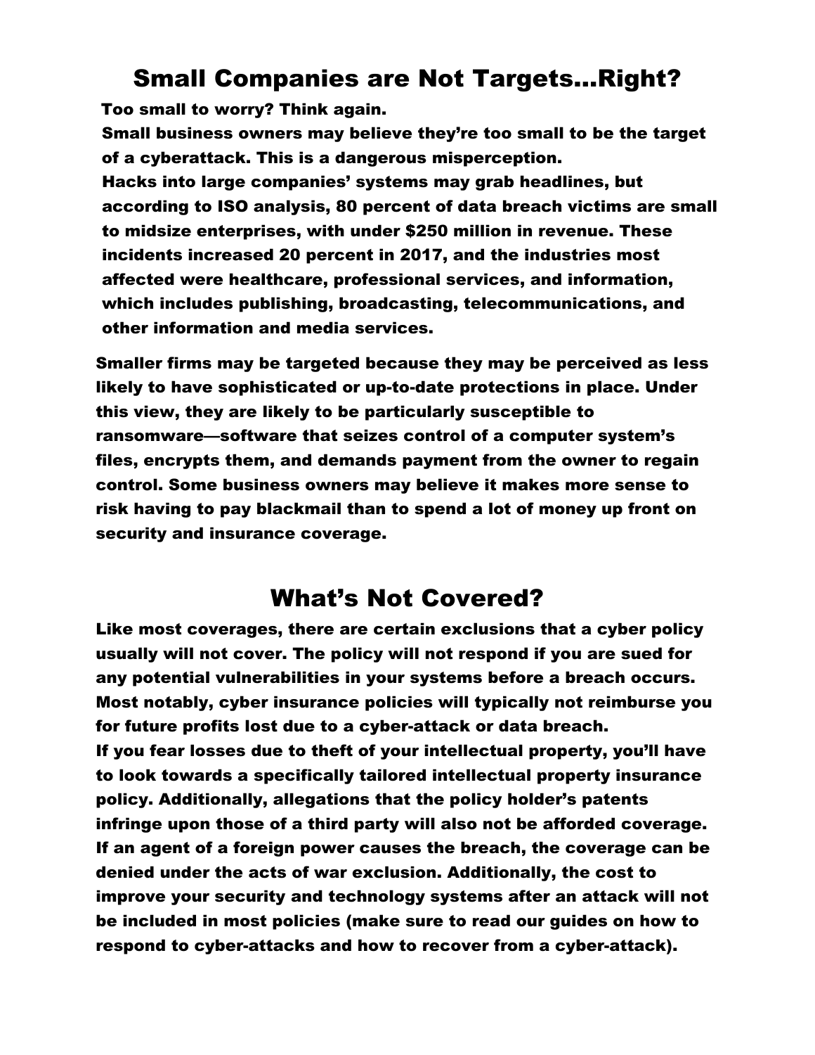## Small Companies are Not Targets…Right?

Too small to worry? Think again.

Small business owners may believe they're too small to be the target of a cyberattack. This is a dangerous misperception.

Hacks into large companies' systems may grab headlines, but according to ISO analysis, 80 percent of data breach victims are small to midsize enterprises, with under $250 million in revenue. These incidents increased 20 percent in 2017, and the industries most affected were healthcare, professional services, and information, which includes publishing, broadcasting, telecommunications, and other information and media services.

Smaller firms may be targeted because they may be perceived as less likely to have sophisticated or up-to-date protections in place. Under this view, they are likely to be particularly susceptible to ransomware—software that seizes control of a computer system's files, encrypts them, and demands payment from the owner to regain control. Some business owners may believe it makes more sense to risk having to pay blackmail than to spend a lot of money up front on security and insurance coverage.

## What's Not Covered?

Like most coverages, there are certain exclusions that a cyber policy usually will not cover. The policy will not respond if you are sued for any potential vulnerabilities in your systems before a breach occurs. Most notably, cyber insurance policies will typically not reimburse you for future profits lost due to a cyber-attack or data breach.

If you fear losses due to theft of your intellectual property, you'll have to look towards a specifically tailored intellectual property insurance policy. Additionally, allegations that the policy holder's patents infringe upon those of a third party will also not be afforded coverage. If an agent of a foreign power causes the breach, the coverage can be denied under the acts of war exclusion. Additionally, the cost to improve your security and technology systems after an attack will not be included in most policies (make sure to read our guides on how to respond to cyber-attacks and how to recover from a cyber-attack).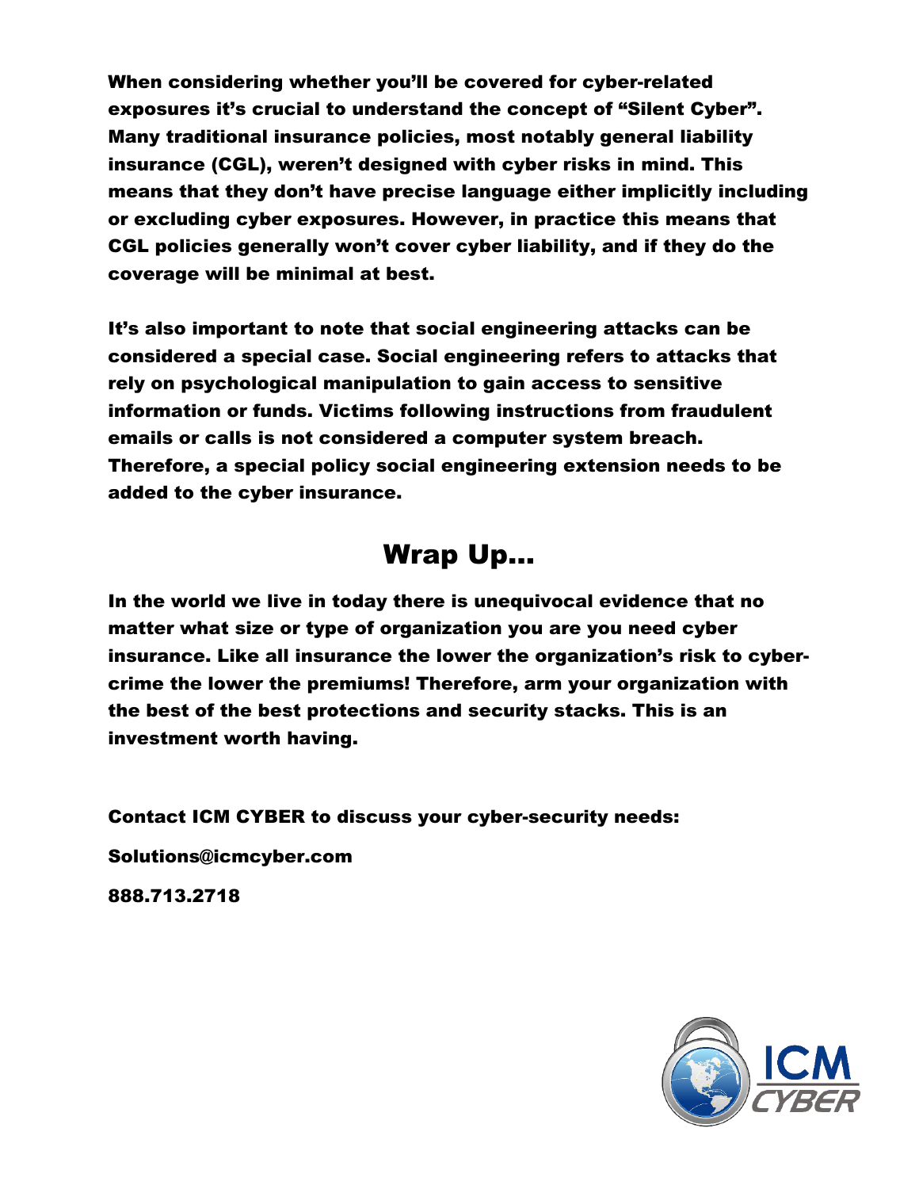When considering whether you'll be covered for cyber-related exposures it's crucial to understand the concept of "Silent Cyber". Many traditional insurance policies, most notably general liability insurance (CGL), weren't designed with cyber risks in mind. This means that they don't have precise language either implicitly including or excluding cyber exposures. However, in practice this means that CGL policies generally won't cover cyber liability, and if they do the coverage will be minimal at best.

It's also important to note that social engineering attacks can be considered a special case. Social engineering refers to attacks that rely on psychological manipulation to gain access to sensitive information or funds. Victims following instructions from fraudulent emails or calls is not considered a computer system breach. Therefore, a special policy social engineering extension needs to be added to the cyber insurance.

## Wrap Up…

In the world we live in today there is unequivocal evidence that no matter what size or type of organization you are you need cyber insurance. Like all insurance the lower the organization's risk to cyber-crime the lower the premiums! Therefore, arm your organization with the best of the best protections and security stacks. This is an investment worth having.

Contact ICM CYBER to discuss your cyber-security needs:

Solutions@icmcyber.com

888.713.2718

ICM CYBER